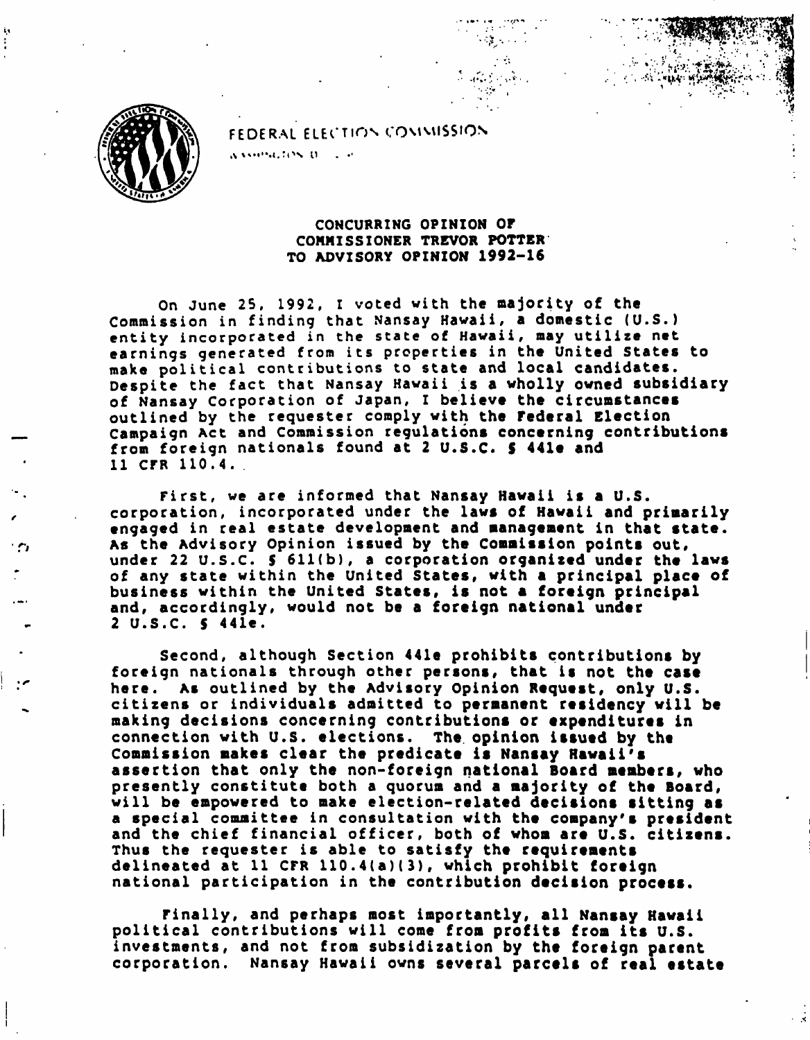FEDERAL ELECTION COMMISSION

WASHINGTON, D.C.

**CONCURRING OPINION OF COMMISSIONER TREVOR POTTER TO ADVISORY OPINION 1992-16**

On June 25, 1992, I voted with the majority of the Commission in finding that Nansay Hawaii, a domestic (U.S.) entity incorporated in the state of Hawaii, may utilize net earnings generated from its properties in the United States to make political contributions to state and local candidates. Despite the fact that Nansay Hawaii is a wholly owned subsidiary of Nansay Corporation of Japan, I believe the circumstances outlined by the requester comply with the Federal Election Campaign Act and Commission regulations concerning contributions from foreign nationals found at 2 U.S.C. § 441e and 11 CFR 110.4.

First, we are informed that Nansay Hawaii is a U.S. corporation, incorporated under the laws of Hawaii and primarily engaged in real estate development and management in that state. As the Advisory Opinion issued by the Commission points out, under 22 U.S.C. § 611(b), a corporation organized under the laws of any state within the United States, with a principal place of business within the United States, is not a foreign principal and, accordingly, would not be a foreign national under 2 U.S.C. § 441e.

Second, although Section 441e prohibits contributions by foreign nationals through other persons, that is not the case here. As outlined by the Advisory Opinion Request, only U.S. citizens or individuals admitted to permanent residency will be making decisions concerning contributions or expenditures in connection with U.S. elections. The opinion issued by the Commission makes clear the predicate is Nansay Hawaii's assertion that only the non-foreign national Board members, who presently constitute both a quorum and a majority of the Board, will be empowered to make election-related decisions sitting as a special committee in consultation with the company's president and the chief financial officer, both of whom are U.S. citizens. Thus the requester is able to satisfy the requirements delineated at 11 CFR 110.4(a)(3), which prohibit foreign national participation in the contribution decision process.

Finally, and perhaps most importantly, all Nansay Hawaii political contributions will come from profits from its U.S. investments, and not from subsidization by the foreign parent corporation. Nansay Hawaii owns several parcels of real estate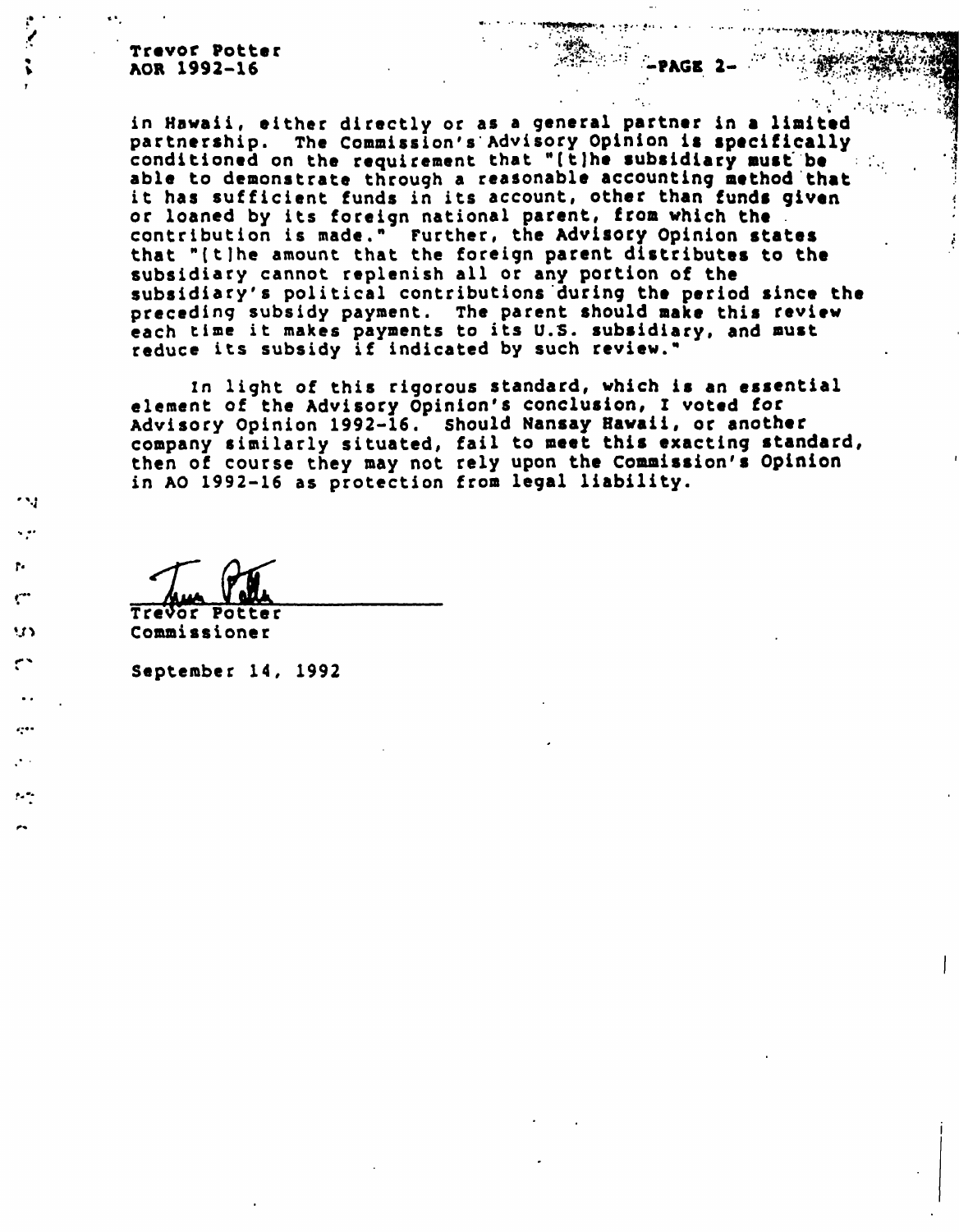in Hawaii, either directly or as a general partner in a limited partnership. The Commission's Advisory Opinion is specifically conditioned on the requirement that "[t]he subsidiary must be able to demonstrate through a reasonable accounting method that it has sufficient funds in its account, other than funds given or loaned by its foreign national parent, from which the contribution is made." Further, the Advisory Opinion states that "[t]he amount that the foreign parent distributes to the subsidiary cannot replenish all or any portion of the subsidiary's political contributions during the period since the preceding subsidy payment. The parent should make this review each time it makes payments to its U.S. subsidiary, and must reduce its subsidy if indicated by such review."

In light of this rigorous standard, which is an essential element of the Advisory Opinion's conclusion, I voted for Advisory Opinion 1992-16. Should Nansay Hawaii, or another company similarly situated, fail to meet this exacting standard, then of course they may not rely upon the Commission's Opinion in AO 1992-16 as protection from legal liability.

Trevor Potter
Commissioner

September 14, 1992